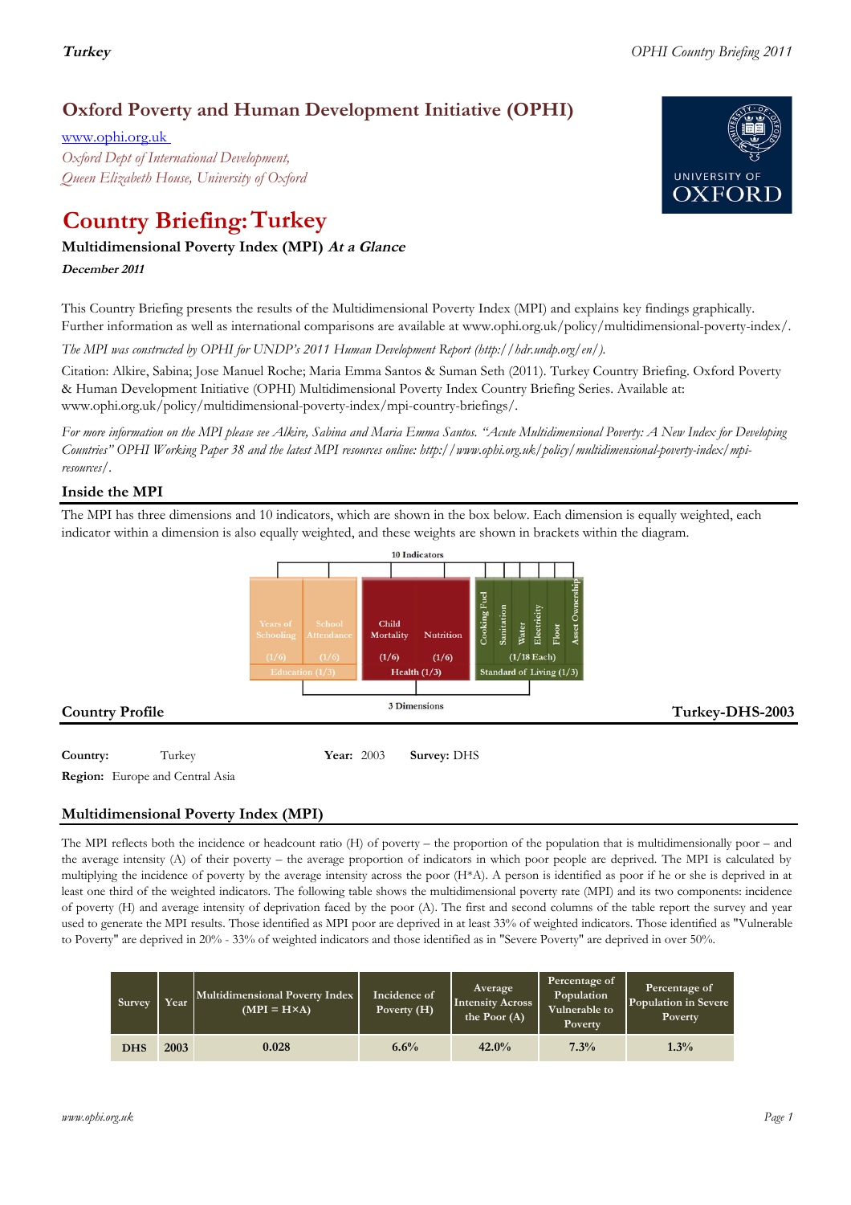# Oxford Poverty and Human Development Initiative (OPHI)

www.ophi.org.uk

*Oxford Dept of International Development, Queen Elizabeth House, University of Oxford*

# Country Briefing: Turkey

### Multidimensional Poverty Index (MPI) *At a Glance*

***December 2011***

This Country Briefing presents the results of the Multidimensional Poverty Index (MPI) and explains key findings graphically. Further information as well as international comparisons are available at www.ophi.org.uk/policy/multidimensional-poverty-index/.

*The MPI was constructed by OPHI for UNDP's 2011 Human Development Report (http://hdr.undp.org/en/).*

Citation: Alkire, Sabina; Jose Manuel Roche; Maria Emma Santos & Suman Seth (2011). Turkey Country Briefing. Oxford Poverty & Human Development Initiative (OPHI) Multidimensional Poverty Index Country Briefing Series. Available at: www.ophi.org.uk/policy/multidimensional-poverty-index/mpi-country-briefings/.

*For more information on the MPI please see Alkire, Sabina and Maria Emma Santos. "Acute Multidimensional Poverty: A New Index for Developing Countries" OPHI Working Paper 38 and the latest MPI resources online: http://www.ophi.org.uk/policy/multidimensional-poverty-index/mpi-resources/.*

## Inside the MPI

The MPI has three dimensions and 10 indicators, which are shown in the box below. Each dimension is equally weighted, each indicator within a dimension is also equally weighted, and these weights are shown in brackets within the diagram.

10 Indicators

| Education (1/3) | | Health (1/3) | | Standard of Living (1/3) | | | | | |
|---|---|---|---|---|---|---|---|---|---|
| Years of Schooling (1/6) | School Attendance (1/6) | Child Mortality (1/6) | Nutrition (1/6) | Cooking Fuel | Sanitation | Water | Electricity | Floor | Asset Ownership |
| | | | | (1/18 Each) | | | | | |

3 Dimensions

## Country Profile — Turkey-DHS-2003

**Country:** Turkey **Year:** 2003 **Survey:** DHS

**Region:** Europe and Central Asia

## Multidimensional Poverty Index (MPI)

The MPI reflects both the incidence or headcount ratio (H) of poverty – the proportion of the population that is multidimensionally poor – and the average intensity (A) of their poverty – the average proportion of indicators in which poor people are deprived. The MPI is calculated by multiplying the incidence of poverty by the average intensity across the poor (H*A). A person is identified as poor if he or she is deprived in at least one third of the weighted indicators. The following table shows the multidimensional poverty rate (MPI) and its two components: incidence of poverty (H) and average intensity of deprivation faced by the poor (A). The first and second columns of the table report the survey and year used to generate the MPI results. Those identified as MPI poor are deprived in at least 33% of weighted indicators. Those identified as "Vulnerable to Poverty" are deprived in 20% - 33% of weighted indicators and those identified as in "Severe Poverty" are deprived in over 50%.

| Survey | Year | Multidimensional Poverty Index (MPI = H×A) | Incidence of Poverty (H) | Average Intensity Across the Poor (A) | Percentage of Population Vulnerable to Poverty | Percentage of Population in Severe Poverty |
|---|---|---|---|---|---|---|
| DHS | 2003 | 0.028 | 6.6% | 42.0% | 7.3% | 1.3% |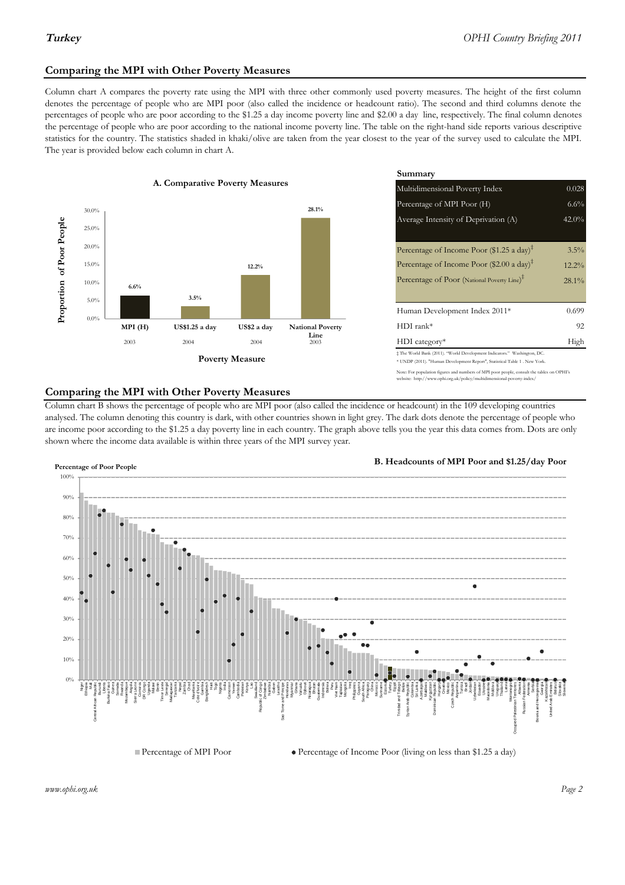## Comparing the MPI with Other Poverty Measures

Column chart A compares the poverty rate using the MPI with three other commonly used poverty measures. The height of the first column denotes the percentage of people who are MPI poor (also called the incidence or headcount ratio). The second and third columns denote the percentages of people who are poor according to the $1.25 a day income poverty line and $2.00 a day line, respectively. The final column denotes the percentage of people who are poor according to the national income poverty line. The table on the right-hand side reports various descriptive statistics for the country. The statistics shaded in khaki/olive are taken from the year closest to the year of the survey used to calculate the MPI. The year is provided below each column in chart A.

**A. Comparative Poverty Measures**

| Poverty Measure | Proportion of Poor People | Year |
|---|---|---|
| MPI (H) | 6.6% | 2003 |
| US$1.25 a day | 3.5% | 2004 |
| US$2 a day | 12.2% | 2004 |
| National Poverty Line | 28.1% | 2003 |

**Summary**

| | |
|---|---|
| Multidimensional Poverty Index | 0.028 |
| Percentage of MPI Poor (H) | 6.6% |
| Average Intensity of Deprivation (A) | 42.0% |
| Percentage of Income Poor ($1.25 a day)‡ | 3.5% |
| Percentage of Income Poor ($2.00 a day)‡ | 12.2% |
| Percentage of Poor (National Poverty Line)‡ | 28.1% |
| Human Development Index 2011* | 0.699 |
| HDI rank* | 92 |
| HDI category* | High |

‡ The World Bank (2011). "World Development Indicators." Washington, DC.
* UNDP (2011). "Human Development Report", Statistical Table 1 . New York.

Note: For population figures and numbers of MPI poor people, consult the tables on OPHI's website: http://www.ophi.org.uk/policy/multidimensional-poverty-index/

## Comparing the MPI with Other Poverty Measures

Column chart B shows the percentage of people who are MPI poor (also called the incidence or headcount) in the 109 developing countries analysed. The column denoting this country is dark, with other countries shown in light grey. The dark dots denote the percentage of people who are income poor according to the $1.25 a day poverty line in each country. The graph above tells you the year this data comes from. Dots are only shown where the income data available is within three years of the MPI survey year.

**B. Headcounts of MPI Poor and $1.25/day Poor**

Percentage of Poor People

■ Percentage of MPI Poor ● Percentage of Income Poor (living on less than $1.25 a day)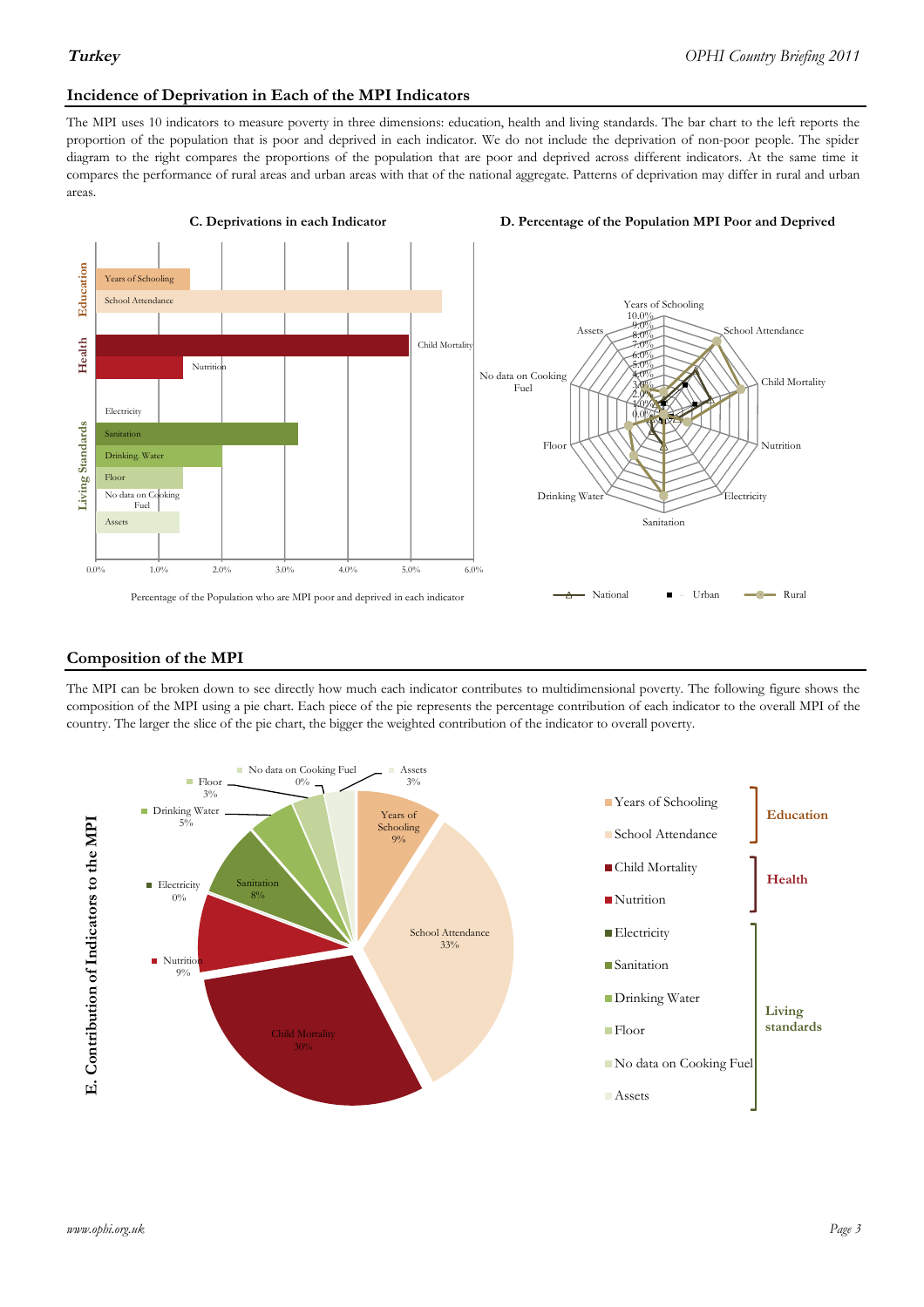## Incidence of Deprivation in Each of the MPI Indicators

The MPI uses 10 indicators to measure poverty in three dimensions: education, health and living standards. The bar chart to the left reports the proportion of the population that is poor and deprived in each indicator. We do not include the deprivation of non-poor people. The spider diagram to the right compares the proportions of the population that are poor and deprived across different indicators. At the same time it compares the performance of rural areas and urban areas with that of the national aggregate. Patterns of deprivation may differ in rural and urban areas.

**C. Deprivations in each Indicator**

Education: Years of Schooling, School Attendance
Health: Child Mortality, Nutrition
Living Standards: Electricity, Sanitation, Drinking Water, Floor, No data on Cooking Fuel, Assets

0.0% 1.0% 2.0% 3.0% 4.0% 5.0% 6.0%

Percentage of the Population who are MPI poor and deprived in each indicator

**D. Percentage of the Population MPI Poor and Deprived**

Years of Schooling, School Attendance, Child Mortality, Nutrition, Electricity, Sanitation, Drinking Water, Floor, No data on Cooking Fuel, Assets

0.0% 1.0% 2.0% 3.0% 4.0% 5.0% 6.0% 7.0% 8.0% 9.0% 10.0%

National — Urban — Rural

## Composition of the MPI

The MPI can be broken down to see directly how much each indicator contributes to multidimensional poverty. The following figure shows the composition of the MPI using a pie chart. Each piece of the pie represents the percentage contribution of each indicator to the overall MPI of the country. The larger the slice of the pie chart, the bigger the weighted contribution of the indicator to overall poverty.

**E. Contribution of Indicators to the MPI**

| Indicator | Contribution |
|---|---|
| Years of Schooling | 9% |
| School Attendance | 33% |
| Child Mortality | 30% |
| Nutrition | 9% |
| Electricity | 0% |
| Sanitation | 8% |
| Drinking Water | 5% |
| Floor | 3% |
| No data on Cooking Fuel | 0% |
| Assets | 3% |

Education: Years of Schooling, School Attendance
Health: Child Mortality, Nutrition
Living standards: Electricity, Sanitation, Drinking Water, Floor, No data on Cooking Fuel, Assets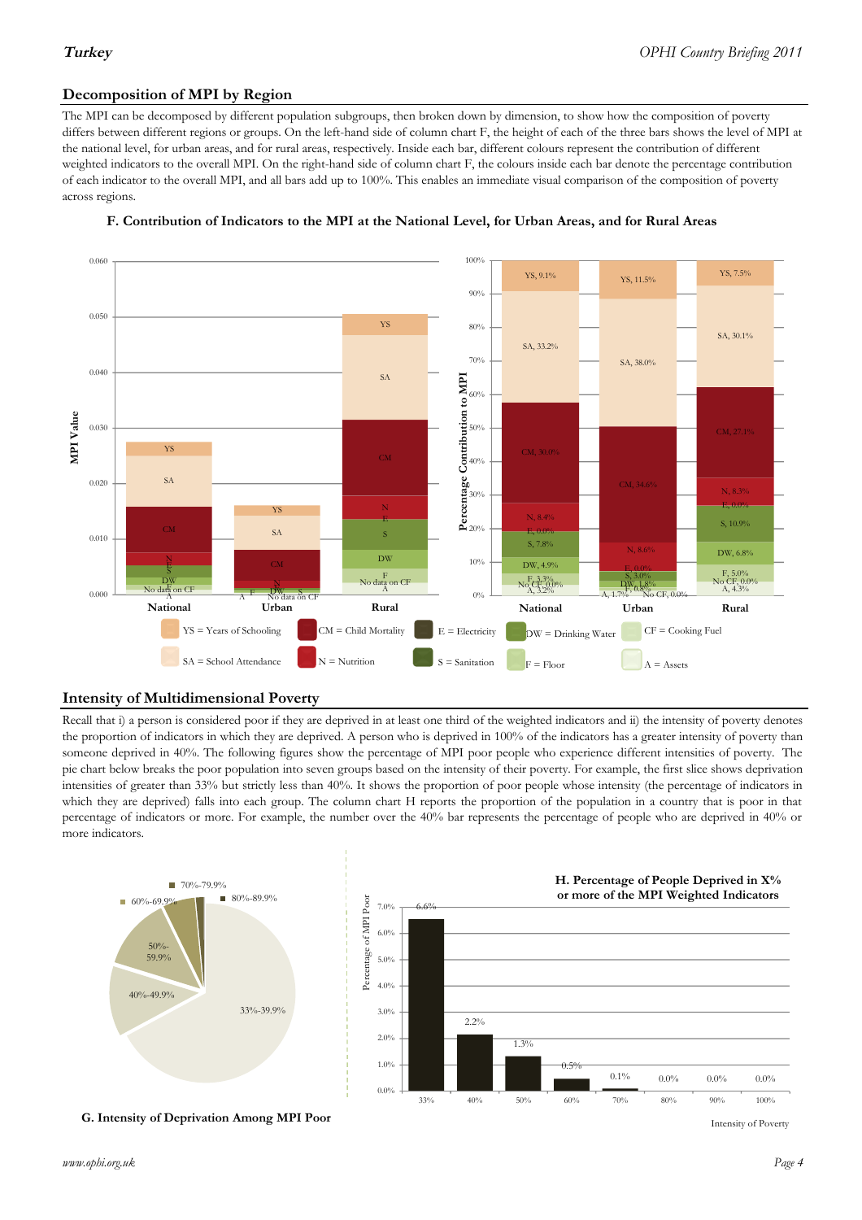## Decomposition of MPI by Region

The MPI can be decomposed by different population subgroups, then broken down by dimension, to show how the composition of poverty differs between different regions or groups. On the left-hand side of column chart F, the height of each of the three bars shows the level of MPI at the national level, for urban areas, and for rural areas, respectively. Inside each bar, different colours represent the contribution of different weighted indicators to the overall MPI. On the right-hand side of column chart F, the colours inside each bar denote the percentage contribution of each indicator to the overall MPI, and all bars add up to 100%. This enables an immediate visual comparison of the composition of poverty across regions.

**F. Contribution of Indicators to the MPI at the National Level, for Urban Areas, and for Rural Areas**

| Indicator | National | Urban | Rural |
|---|---|---|---|
| YS = Years of Schooling | 9.1% | 11.5% | 7.5% |
| SA = School Attendance | 33.2% | 38.0% | 30.1% |
| CM = Child Mortality | 30.0% | 34.6% | 27.1% |
| N = Nutrition | 8.4% | 8.6% | 8.3% |
| E = Electricity | 0.0% | 0.0% | 0.0% |
| S = Sanitation | 7.8% | 3.0% | 10.9% |
| DW = Drinking Water | 4.9% | 1.8% | 6.8% |
| F = Floor | 3.3% | 0.8% | 5.0% |
| CF = Cooking Fuel | No CF, 0.0% | No CF, 0.0% | No CF, 0.0% |
| A = Assets | 3.2% | 1.7% | 4.3% |

## Intensity of Multidimensional Poverty

Recall that i) a person is considered poor if they are deprived in at least one third of the weighted indicators and ii) the intensity of poverty denotes the proportion of indicators in which they are deprived. A person who is deprived in 100% of the indicators has a greater intensity of poverty than someone deprived in 40%. The following figures show the percentage of MPI poor people who experience different intensities of poverty. The pie chart below breaks the poor population into seven groups based on the intensity of their poverty. For example, the first slice shows deprivation intensities of greater than 33% but strictly less than 40%. It shows the proportion of poor people whose intensity (the percentage of indicators in which they are deprived) falls into each group. The column chart H reports the proportion of the population in a country that is poor in that percentage of indicators or more. For example, the number over the 40% bar represents the percentage of people who are deprived in 40% or more indicators.

**G. Intensity of Deprivation Among MPI Poor**

**H. Percentage of People Deprived in X% or more of the MPI Weighted Indicators**

| Intensity of Poverty | Percentage of MPI Poor |
|---|---|
| 33% | 6.6% |
| 40% | 2.2% |
| 50% | 1.3% |
| 60% | 0.5% |
| 70% | 0.1% |
| 80% | 0.0% |
| 90% | 0.0% |
| 100% | 0.0% |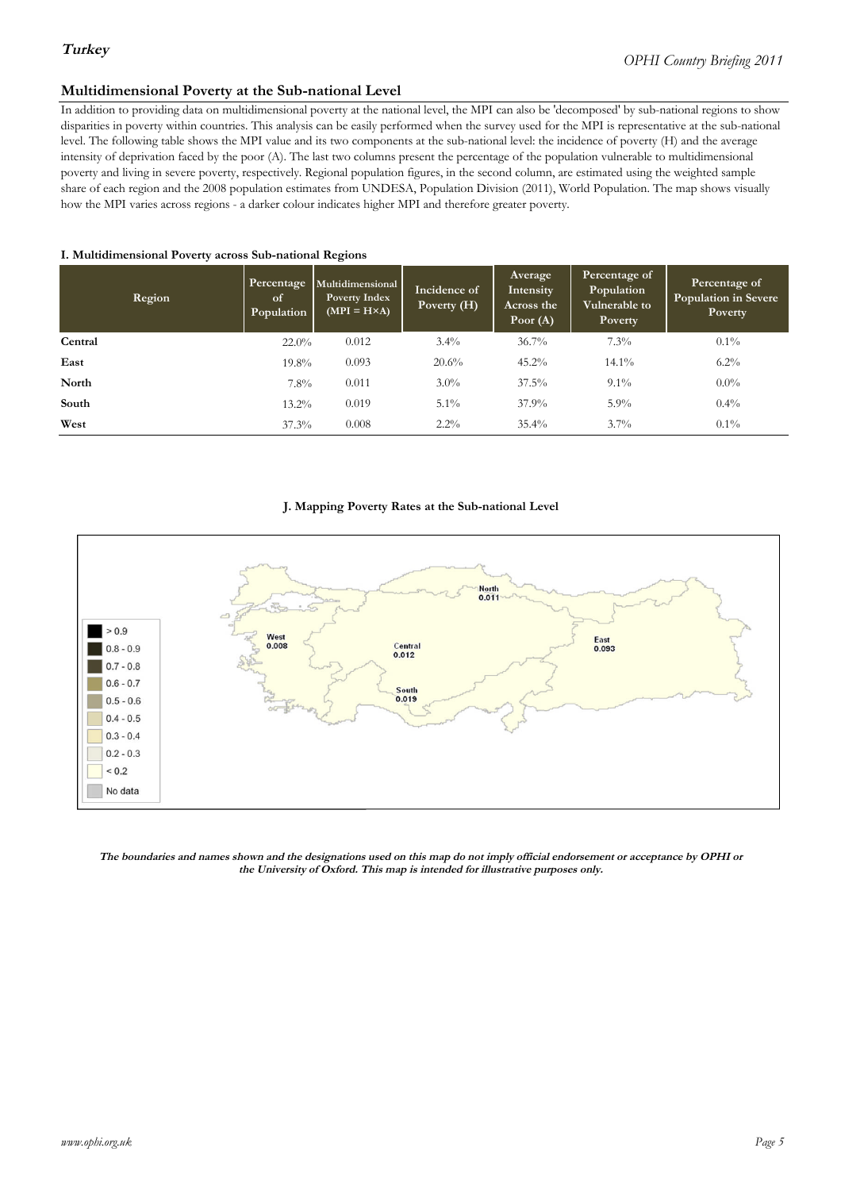## Multidimensional Poverty at the Sub-national Level

In addition to providing data on multidimensional poverty at the national level, the MPI can also be 'decomposed' by sub-national regions to show disparities in poverty within countries. This analysis can be easily performed when the survey used for the MPI is representative at the sub-national level. The following table shows the MPI value and its two components at the sub-national level: the incidence of poverty (H) and the average intensity of deprivation faced by the poor (A). The last two columns present the percentage of the population vulnerable to multidimensional poverty and living in severe poverty, respectively. Regional population figures, in the second column, are estimated using the weighted sample share of each region and the 2008 population estimates from UNDESA, Population Division (2011), World Population. The map shows visually how the MPI varies across regions - a darker colour indicates higher MPI and therefore greater poverty.

### I. Multidimensional Poverty across Sub-national Regions

| Region | Percentage of Population | Multidimensional Poverty Index (MPI = H×A) | Incidence of Poverty (H) | Average Intensity Across the Poor (A) | Percentage of Population Vulnerable to Poverty | Percentage of Population in Severe Poverty |
|---|---|---|---|---|---|---|
| **Central** | 22.0% | 0.012 | 3.4% | 36.7% | 7.3% | 0.1% |
| **East** | 19.8% | 0.093 | 20.6% | 45.2% | 14.1% | 6.2% |
| **North** | 7.8% | 0.011 | 3.0% | 37.5% | 9.1% | 0.0% |
| **South** | 13.2% | 0.019 | 5.1% | 37.9% | 5.9% | 0.4% |
| **West** | 37.3% | 0.008 | 2.2% | 35.4% | 3.7% | 0.1% |

### J. Mapping Poverty Rates at the Sub-national Level

North
0.011

West
0.008

Central
0.012

East
0.093

South
0.019

> 0.9
0.8 - 0.9
0.7 - 0.8
0.6 - 0.7
0.5 - 0.6
0.4 - 0.5
0.3 - 0.4
0.2 - 0.3
< 0.2
No data

***The boundaries and names shown and the designations used on this map do not imply official endorsement or acceptance by OPHI or the University of Oxford. This map is intended for illustrative purposes only.***